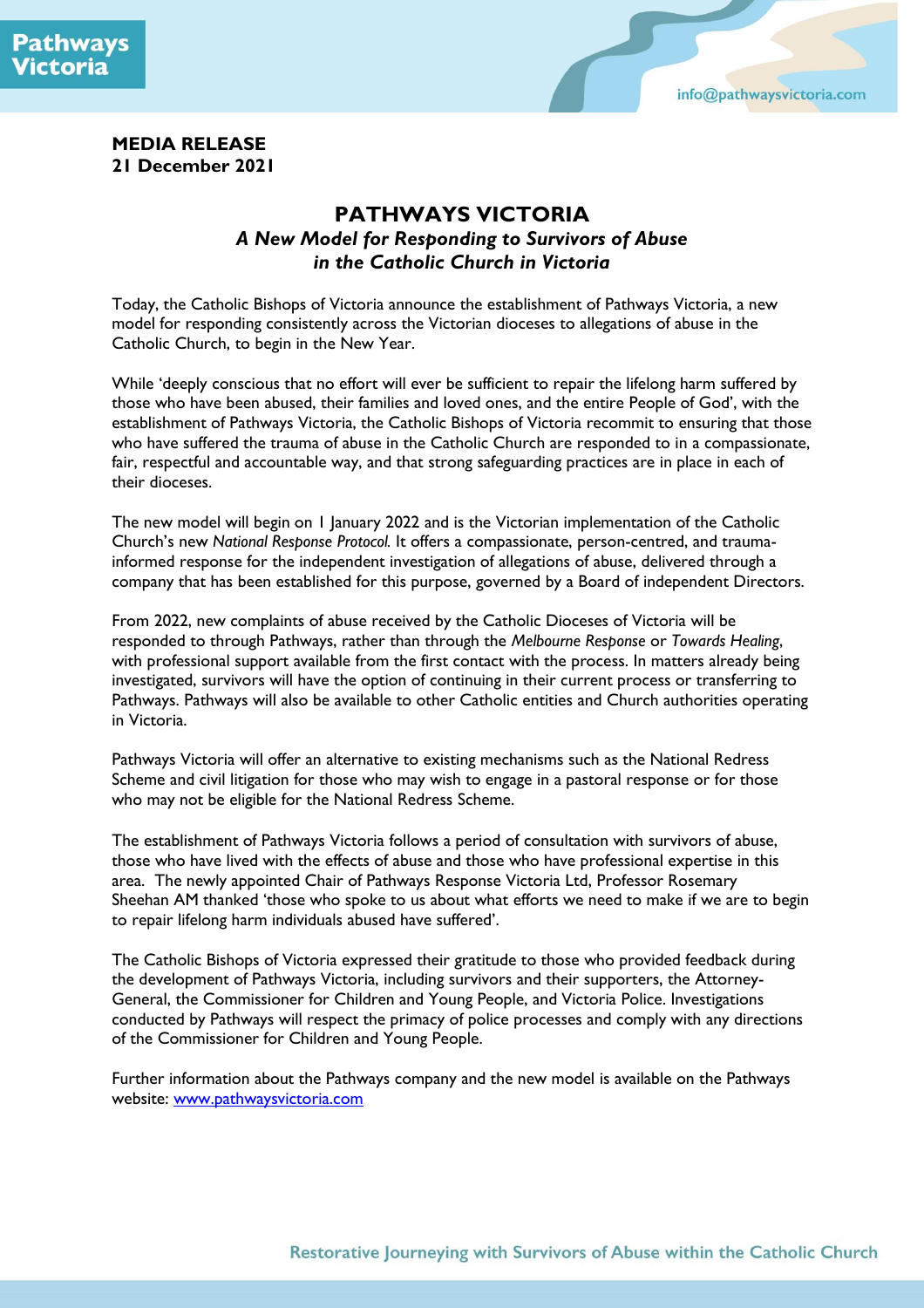Pathways Victoria

info@pathwaysvictoria.com

**MEDIA RELEASE**
**21 December 2021**

# PATHWAYS VICTORIA

## *A New Model for Responding to Survivors of Abuse in the Catholic Church in Victoria*

Today, the Catholic Bishops of Victoria announce the establishment of Pathways Victoria, a new model for responding consistently across the Victorian dioceses to allegations of abuse in the Catholic Church, to begin in the New Year.

While 'deeply conscious that no effort will ever be sufficient to repair the lifelong harm suffered by those who have been abused, their families and loved ones, and the entire People of God', with the establishment of Pathways Victoria, the Catholic Bishops of Victoria recommit to ensuring that those who have suffered the trauma of abuse in the Catholic Church are responded to in a compassionate, fair, respectful and accountable way, and that strong safeguarding practices are in place in each of their dioceses.

The new model will begin on 1 January 2022 and is the Victorian implementation of the Catholic Church's new *National Response Protocol.* It offers a compassionate, person-centred, and trauma-informed response for the independent investigation of allegations of abuse, delivered through a company that has been established for this purpose, governed by a Board of independent Directors.

From 2022, new complaints of abuse received by the Catholic Dioceses of Victoria will be responded to through Pathways, rather than through the *Melbourne Response* or *Towards Healing*, with professional support available from the first contact with the process. In matters already being investigated, survivors will have the option of continuing in their current process or transferring to Pathways. Pathways will also be available to other Catholic entities and Church authorities operating in Victoria.

Pathways Victoria will offer an alternative to existing mechanisms such as the National Redress Scheme and civil litigation for those who may wish to engage in a pastoral response or for those who may not be eligible for the National Redress Scheme.

The establishment of Pathways Victoria follows a period of consultation with survivors of abuse, those who have lived with the effects of abuse and those who have professional expertise in this area. The newly appointed Chair of Pathways Response Victoria Ltd, Professor Rosemary Sheehan AM thanked 'those who spoke to us about what efforts we need to make if we are to begin to repair lifelong harm individuals abused have suffered'.

The Catholic Bishops of Victoria expressed their gratitude to those who provided feedback during the development of Pathways Victoria, including survivors and their supporters, the Attorney-General, the Commissioner for Children and Young People, and Victoria Police. Investigations conducted by Pathways will respect the primacy of police processes and comply with any directions of the Commissioner for Children and Young People.

Further information about the Pathways company and the new model is available on the Pathways website: [www.pathwaysvictoria.com](http://www.pathwaysvictoria.com)

Restorative Journeying with Survivors of Abuse within the Catholic Church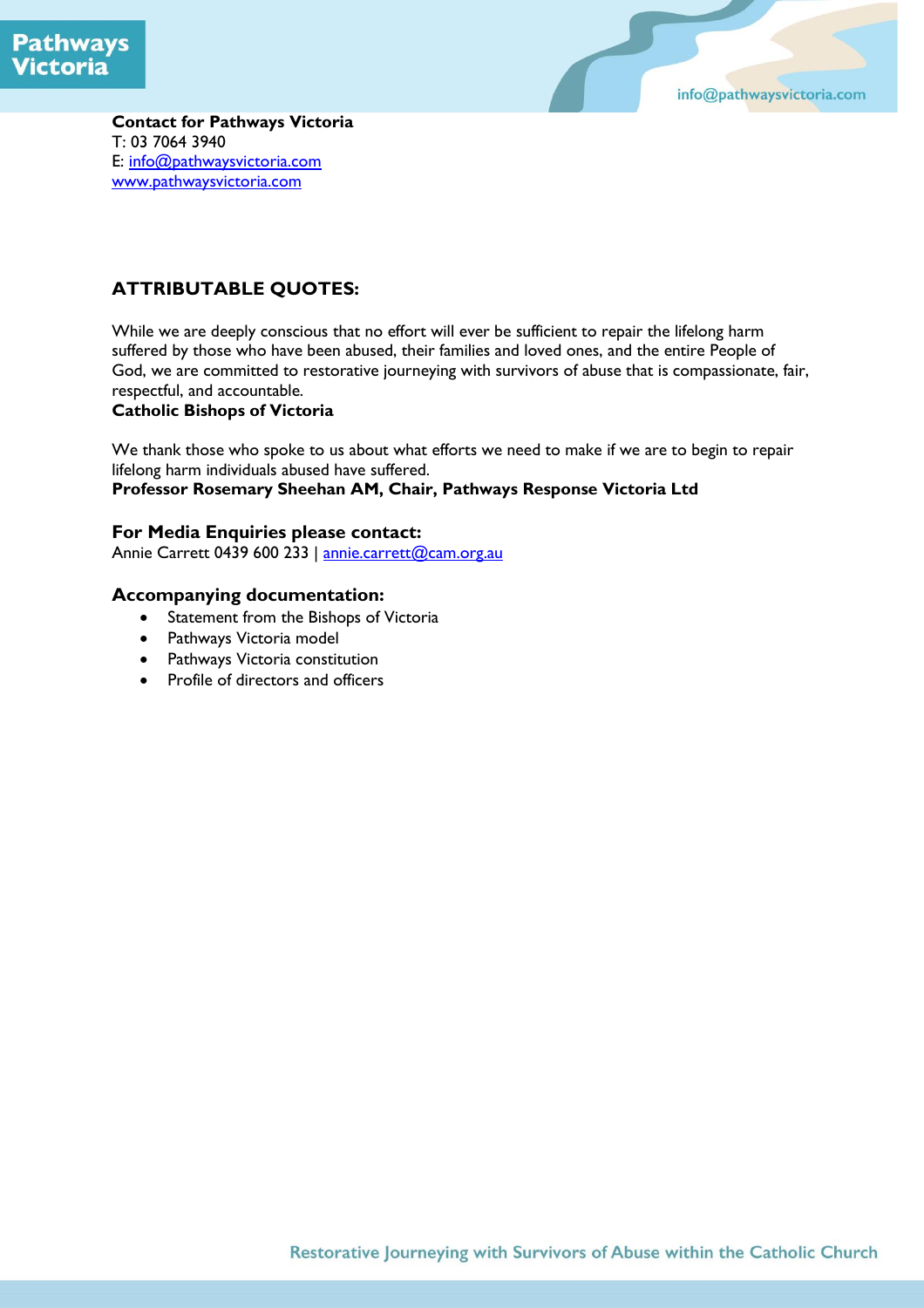**Contact for Pathways Victoria**
T: 03 7064 3940
E: info@pathwaysvictoria.com
www.pathwaysvictoria.com

## ATTRIBUTABLE QUOTES:

While we are deeply conscious that no effort will ever be sufficient to repair the lifelong harm suffered by those who have been abused, their families and loved ones, and the entire People of God, we are committed to restorative journeying with survivors of abuse that is compassionate, fair, respectful, and accountable.
**Catholic Bishops of Victoria**

We thank those who spoke to us about what efforts we need to make if we are to begin to repair lifelong harm individuals abused have suffered.
**Professor Rosemary Sheehan AM, Chair, Pathways Response Victoria Ltd**

### For Media Enquiries please contact:

Annie Carrett 0439 600 233 | annie.carrett@cam.org.au

### Accompanying documentation:

- Statement from the Bishops of Victoria
- Pathways Victoria model
- Pathways Victoria constitution
- Profile of directors and officers